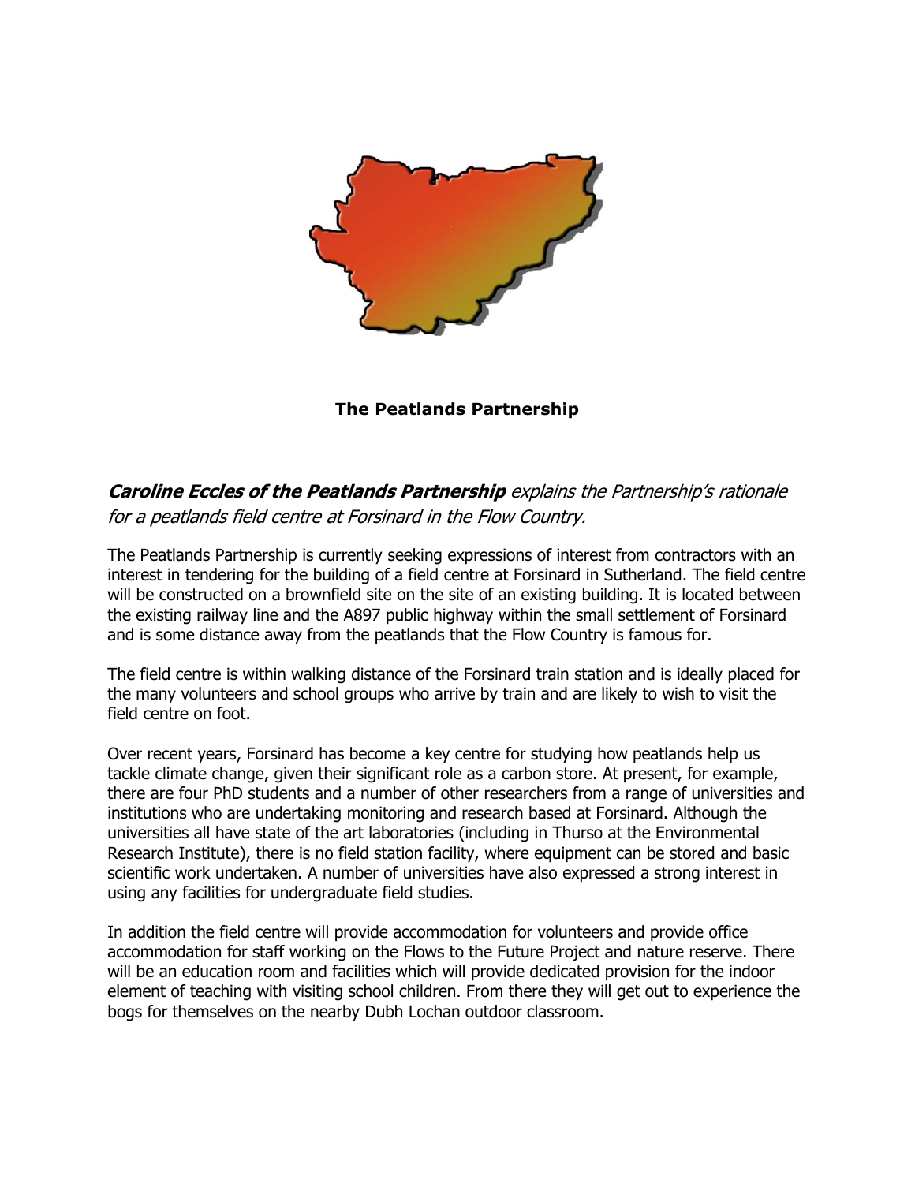**The Peatlands Partnership**

***Caroline Eccles of the Peatlands Partnership*** *explains the Partnership's rationale for a peatlands field centre at Forsinard in the Flow Country.*

The Peatlands Partnership is currently seeking expressions of interest from contractors with an interest in tendering for the building of a field centre at Forsinard in Sutherland. The field centre will be constructed on a brownfield site on the site of an existing building. It is located between the existing railway line and the A897 public highway within the small settlement of Forsinard and is some distance away from the peatlands that the Flow Country is famous for.

The field centre is within walking distance of the Forsinard train station and is ideally placed for the many volunteers and school groups who arrive by train and are likely to wish to visit the field centre on foot.

Over recent years, Forsinard has become a key centre for studying how peatlands help us tackle climate change, given their significant role as a carbon store. At present, for example, there are four PhD students and a number of other researchers from a range of universities and institutions who are undertaking monitoring and research based at Forsinard. Although the universities all have state of the art laboratories (including in Thurso at the Environmental Research Institute), there is no field station facility, where equipment can be stored and basic scientific work undertaken. A number of universities have also expressed a strong interest in using any facilities for undergraduate field studies.

In addition the field centre will provide accommodation for volunteers and provide office accommodation for staff working on the Flows to the Future Project and nature reserve. There will be an education room and facilities which will provide dedicated provision for the indoor element of teaching with visiting school children. From there they will get out to experience the bogs for themselves on the nearby Dubh Lochan outdoor classroom.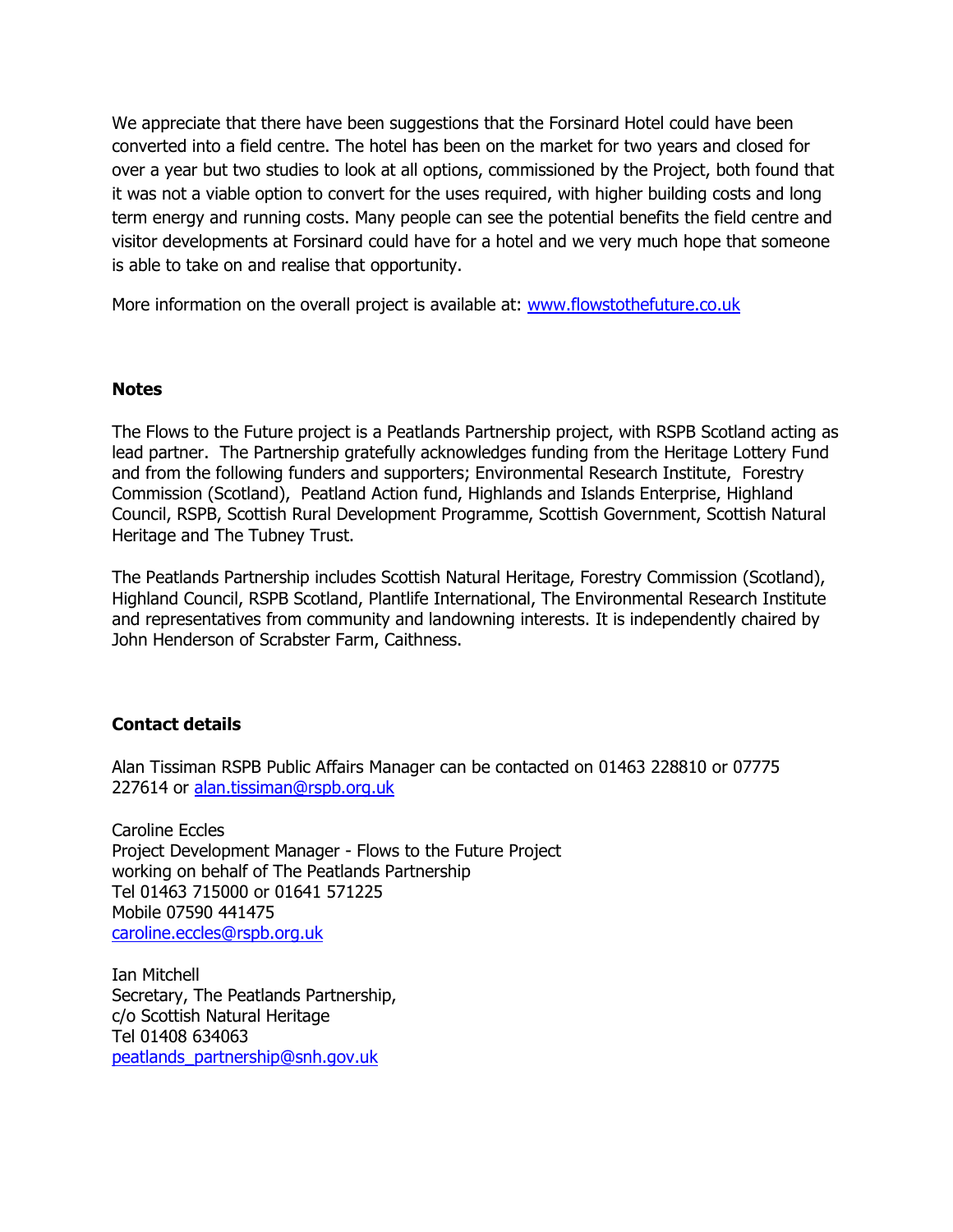We appreciate that there have been suggestions that the Forsinard Hotel could have been converted into a field centre. The hotel has been on the market for two years and closed for over a year but two studies to look at all options, commissioned by the Project, both found that it was not a viable option to convert for the uses required, with higher building costs and long term energy and running costs. Many people can see the potential benefits the field centre and visitor developments at Forsinard could have for a hotel and we very much hope that someone is able to take on and realise that opportunity.

More information on the overall project is available at: www.flowstothefuture.co.uk

**Notes**

The Flows to the Future project is a Peatlands Partnership project, with RSPB Scotland acting as lead partner. The Partnership gratefully acknowledges funding from the Heritage Lottery Fund and from the following funders and supporters; Environmental Research Institute, Forestry Commission (Scotland), Peatland Action fund, Highlands and Islands Enterprise, Highland Council, RSPB, Scottish Rural Development Programme, Scottish Government, Scottish Natural Heritage and The Tubney Trust.

The Peatlands Partnership includes Scottish Natural Heritage, Forestry Commission (Scotland), Highland Council, RSPB Scotland, Plantlife International, The Environmental Research Institute and representatives from community and landowning interests. It is independently chaired by John Henderson of Scrabster Farm, Caithness.

**Contact details**

Alan Tissiman RSPB Public Affairs Manager can be contacted on 01463 228810 or 07775 227614 or alan.tissiman@rspb.org.uk

Caroline Eccles
Project Development Manager - Flows to the Future Project
working on behalf of The Peatlands Partnership
Tel 01463 715000 or 01641 571225
Mobile 07590 441475
caroline.eccles@rspb.org.uk

Ian Mitchell
Secretary, The Peatlands Partnership,
c/o Scottish Natural Heritage
Tel 01408 634063
peatlands_partnership@snh.gov.uk